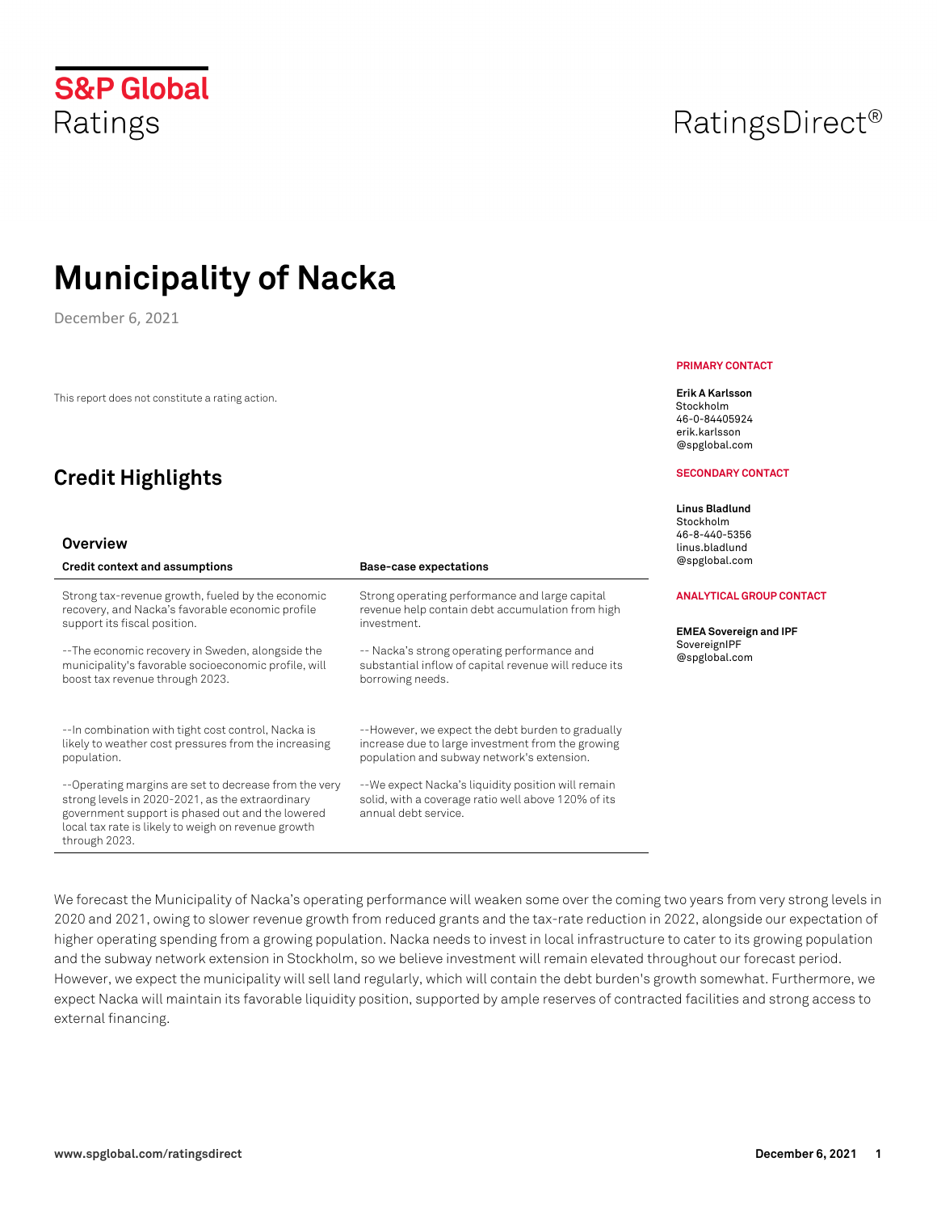S&P Global Ratings

RatingsDirect®

# Municipality of Nacka

December 6, 2021

This report does not constitute a rating action.

**PRIMARY CONTACT**

**Erik A Karlsson**
Stockholm
46-0-84405924
erik.karlsson@spglobal.com

**SECONDARY CONTACT**

**Linus Bladlund**
Stockholm
46-8-440-5356
linus.bladlund@spglobal.com

**ANALYTICAL GROUP CONTACT**

**EMEA Sovereign and IPF**
SovereignIPF@spglobal.com

## Credit Highlights

### Overview

| Credit context and assumptions | Base-case expectations |
|---|---|
| Strong tax-revenue growth, fueled by the economic recovery, and Nacka's favorable economic profile support its fiscal position. | Strong operating performance and large capital revenue help contain debt accumulation from high investment. |
| --The economic recovery in Sweden, alongside the municipality's favorable socioeconomic profile, will boost tax revenue through 2023. | -- Nacka's strong operating performance and substantial inflow of capital revenue will reduce its borrowing needs. |
| --In combination with tight cost control, Nacka is likely to weather cost pressures from the increasing population. | --However, we expect the debt burden to gradually increase due to large investment from the growing population and subway network's extension. |
| --Operating margins are set to decrease from the very strong levels in 2020-2021, as the extraordinary government support is phased out and the lowered local tax rate is likely to weigh on revenue growth through 2023. | --We expect Nacka's liquidity position will remain solid, with a coverage ratio well above 120% of its annual debt service. |

We forecast the Municipality of Nacka's operating performance will weaken some over the coming two years from very strong levels in 2020 and 2021, owing to slower revenue growth from reduced grants and the tax-rate reduction in 2022, alongside our expectation of higher operating spending from a growing population. Nacka needs to invest in local infrastructure to cater to its growing population and the subway network extension in Stockholm, so we believe investment will remain elevated throughout our forecast period. However, we expect the municipality will sell land regularly, which will contain the debt burden's growth somewhat. Furthermore, we expect Nacka will maintain its favorable liquidity position, supported by ample reserves of contracted facilities and strong access to external financing.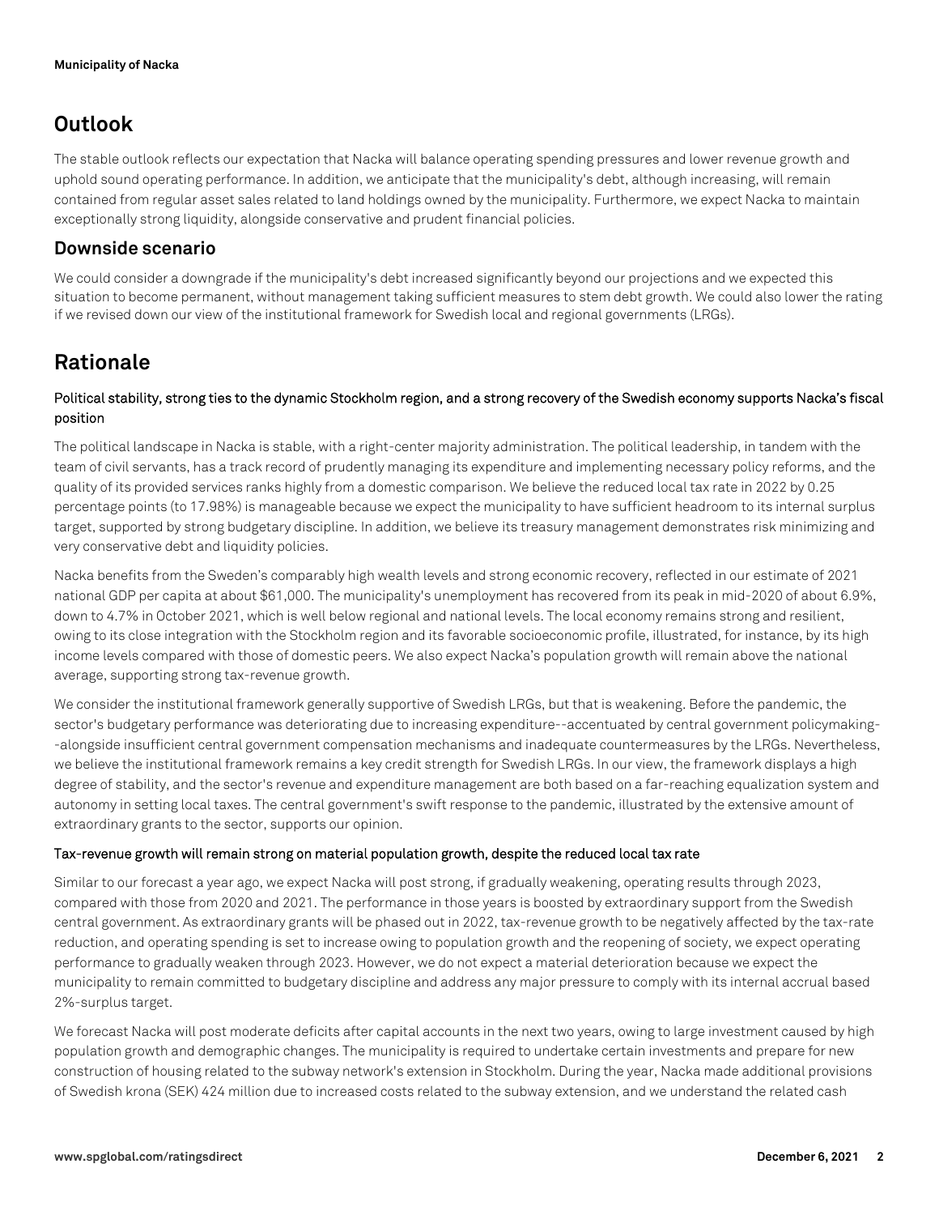## Outlook

The stable outlook reflects our expectation that Nacka will balance operating spending pressures and lower revenue growth and uphold sound operating performance. In addition, we anticipate that the municipality's debt, although increasing, will remain contained from regular asset sales related to land holdings owned by the municipality. Furthermore, we expect Nacka to maintain exceptionally strong liquidity, alongside conservative and prudent financial policies.

### Downside scenario

We could consider a downgrade if the municipality's debt increased significantly beyond our projections and we expected this situation to become permanent, without management taking sufficient measures to stem debt growth. We could also lower the rating if we revised down our view of the institutional framework for Swedish local and regional governments (LRGs).

## Rationale

#### Political stability, strong ties to the dynamic Stockholm region, and a strong recovery of the Swedish economy supports Nacka's fiscal position

The political landscape in Nacka is stable, with a right-center majority administration. The political leadership, in tandem with the team of civil servants, has a track record of prudently managing its expenditure and implementing necessary policy reforms, and the quality of its provided services ranks highly from a domestic comparison. We believe the reduced local tax rate in 2022 by 0.25 percentage points (to 17.98%) is manageable because we expect the municipality to have sufficient headroom to its internal surplus target, supported by strong budgetary discipline. In addition, we believe its treasury management demonstrates risk minimizing and very conservative debt and liquidity policies.

Nacka benefits from the Sweden's comparably high wealth levels and strong economic recovery, reflected in our estimate of 2021 national GDP per capita at about $61,000. The municipality's unemployment has recovered from its peak in mid-2020 of about 6.9%, down to 4.7% in October 2021, which is well below regional and national levels. The local economy remains strong and resilient, owing to its close integration with the Stockholm region and its favorable socioeconomic profile, illustrated, for instance, by its high income levels compared with those of domestic peers. We also expect Nacka's population growth will remain above the national average, supporting strong tax-revenue growth.

We consider the institutional framework generally supportive of Swedish LRGs, but that is weakening. Before the pandemic, the sector's budgetary performance was deteriorating due to increasing expenditure--accentuated by central government policymaking--alongside insufficient central government compensation mechanisms and inadequate countermeasures by the LRGs. Nevertheless, we believe the institutional framework remains a key credit strength for Swedish LRGs. In our view, the framework displays a high degree of stability, and the sector's revenue and expenditure management are both based on a far-reaching equalization system and autonomy in setting local taxes. The central government's swift response to the pandemic, illustrated by the extensive amount of extraordinary grants to the sector, supports our opinion.

#### Tax-revenue growth will remain strong on material population growth, despite the reduced local tax rate

Similar to our forecast a year ago, we expect Nacka will post strong, if gradually weakening, operating results through 2023, compared with those from 2020 and 2021. The performance in those years is boosted by extraordinary support from the Swedish central government. As extraordinary grants will be phased out in 2022, tax-revenue growth to be negatively affected by the tax-rate reduction, and operating spending is set to increase owing to population growth and the reopening of society, we expect operating performance to gradually weaken through 2023. However, we do not expect a material deterioration because we expect the municipality to remain committed to budgetary discipline and address any major pressure to comply with its internal accrual based 2%-surplus target.

We forecast Nacka will post moderate deficits after capital accounts in the next two years, owing to large investment caused by high population growth and demographic changes. The municipality is required to undertake certain investments and prepare for new construction of housing related to the subway network's extension in Stockholm. During the year, Nacka made additional provisions of Swedish krona (SEK) 424 million due to increased costs related to the subway extension, and we understand the related cash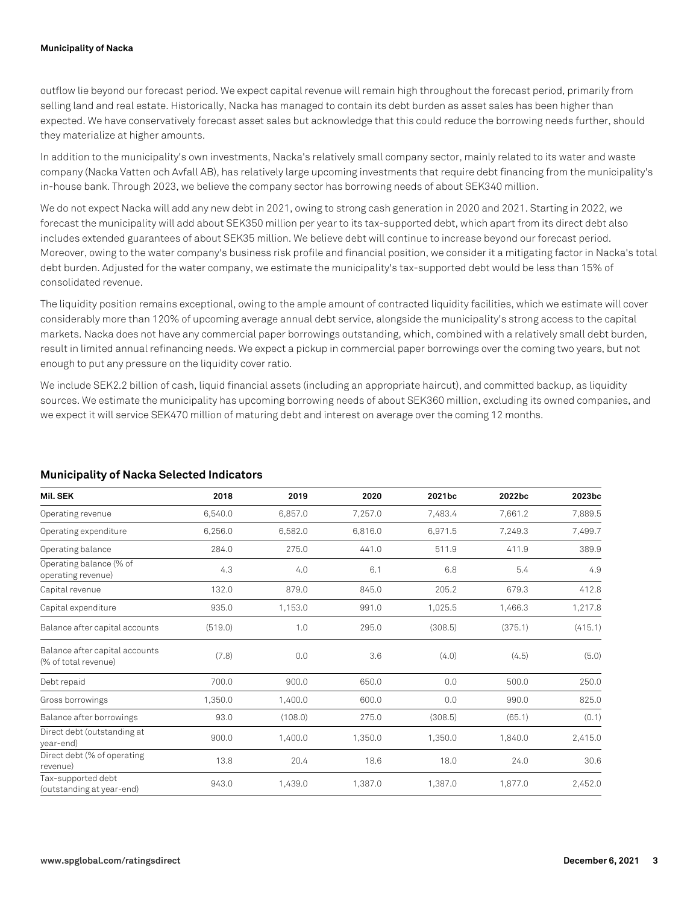outflow lie beyond our forecast period. We expect capital revenue will remain high throughout the forecast period, primarily from selling land and real estate. Historically, Nacka has managed to contain its debt burden as asset sales has been higher than expected. We have conservatively forecast asset sales but acknowledge that this could reduce the borrowing needs further, should they materialize at higher amounts.

In addition to the municipality's own investments, Nacka's relatively small company sector, mainly related to its water and waste company (Nacka Vatten och Avfall AB), has relatively large upcoming investments that require debt financing from the municipality's in-house bank. Through 2023, we believe the company sector has borrowing needs of about SEK340 million.

We do not expect Nacka will add any new debt in 2021, owing to strong cash generation in 2020 and 2021. Starting in 2022, we forecast the municipality will add about SEK350 million per year to its tax-supported debt, which apart from its direct debt also includes extended guarantees of about SEK35 million. We believe debt will continue to increase beyond our forecast period. Moreover, owing to the water company's business risk profile and financial position, we consider it a mitigating factor in Nacka's total debt burden. Adjusted for the water company, we estimate the municipality's tax-supported debt would be less than 15% of consolidated revenue.

The liquidity position remains exceptional, owing to the ample amount of contracted liquidity facilities, which we estimate will cover considerably more than 120% of upcoming average annual debt service, alongside the municipality's strong access to the capital markets. Nacka does not have any commercial paper borrowings outstanding, which, combined with a relatively small debt burden, result in limited annual refinancing needs. We expect a pickup in commercial paper borrowings over the coming two years, but not enough to put any pressure on the liquidity cover ratio.

We include SEK2.2 billion of cash, liquid financial assets (including an appropriate haircut), and committed backup, as liquidity sources. We estimate the municipality has upcoming borrowing needs of about SEK360 million, excluding its owned companies, and we expect it will service SEK470 million of maturing debt and interest on average over the coming 12 months.

## Municipality of Nacka Selected Indicators

| Mil. SEK | 2018 | 2019 | 2020 | 2021bc | 2022bc | 2023bc |
|---|---|---|---|---|---|---|
| Operating revenue | 6,540.0 | 6,857.0 | 7,257.0 | 7,483.4 | 7,661.2 | 7,889.5 |
| Operating expenditure | 6,256.0 | 6,582.0 | 6,816.0 | 6,971.5 | 7,249.3 | 7,499.7 |
| Operating balance | 284.0 | 275.0 | 441.0 | 511.9 | 411.9 | 389.9 |
| Operating balance (% of operating revenue) | 4.3 | 4.0 | 6.1 | 6.8 | 5.4 | 4.9 |
| Capital revenue | 132.0 | 879.0 | 845.0 | 205.2 | 679.3 | 412.8 |
| Capital expenditure | 935.0 | 1,153.0 | 991.0 | 1,025.5 | 1,466.3 | 1,217.8 |
| Balance after capital accounts | (519.0) | 1.0 | 295.0 | (308.5) | (375.1) | (415.1) |
| Balance after capital accounts (% of total revenue) | (7.8) | 0.0 | 3.6 | (4.0) | (4.5) | (5.0) |
| Debt repaid | 700.0 | 900.0 | 650.0 | 0.0 | 500.0 | 250.0 |
| Gross borrowings | 1,350.0 | 1,400.0 | 600.0 | 0.0 | 990.0 | 825.0 |
| Balance after borrowings | 93.0 | (108.0) | 275.0 | (308.5) | (65.1) | (0.1) |
| Direct debt (outstanding at year-end) | 900.0 | 1,400.0 | 1,350.0 | 1,350.0 | 1,840.0 | 2,415.0 |
| Direct debt (% of operating revenue) | 13.8 | 20.4 | 18.6 | 18.0 | 24.0 | 30.6 |
| Tax-supported debt (outstanding at year-end) | 943.0 | 1,439.0 | 1,387.0 | 1,387.0 | 1,877.0 | 2,452.0 |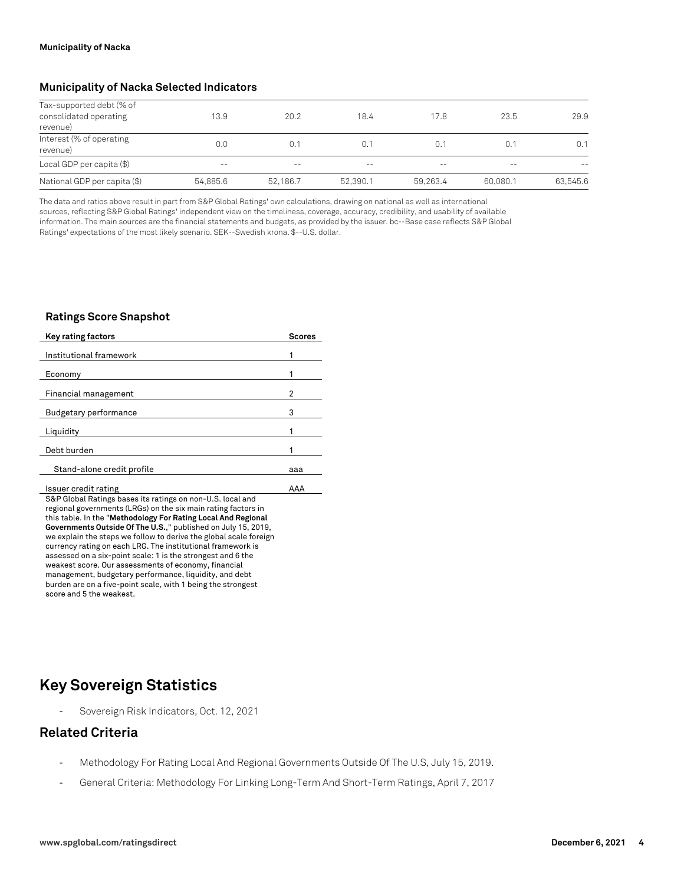### Municipality of Nacka Selected Indicators

| | | | | | | |
|---|---|---|---|---|---|---|
| Tax-supported debt (% of consolidated operating revenue) | 13.9 | 20.2 | 18.4 | 17.8 | 23.5 | 29.9 |
| Interest (% of operating revenue) | 0.0 | 0.1 | 0.1 | 0.1 | 0.1 | 0.1 |
| Local GDP per capita ($) | -- | -- | -- | -- | -- | -- |
| National GDP per capita ($) | 54,885.6 | 52,186.7 | 52,390.1 | 59,263.4 | 60,080.1 | 63,545.6 |

The data and ratios above result in part from S&P Global Ratings' own calculations, drawing on national as well as international sources, reflecting S&P Global Ratings' independent view on the timeliness, coverage, accuracy, credibility, and usability of available information. The main sources are the financial statements and budgets, as provided by the issuer. bc--Base case reflects S&P Global Ratings' expectations of the most likely scenario. SEK--Swedish krona. $--U.S. dollar.

### Ratings Score Snapshot

| Key rating factors | Scores |
|---|---|
| Institutional framework | 1 |
| Economy | 1 |
| Financial management | 2 |
| Budgetary performance | 3 |
| Liquidity | 1 |
| Debt burden | 1 |
| Stand-alone credit profile | aaa |
| Issuer credit rating | AAA |

S&P Global Ratings bases its ratings on non-U.S. local and regional governments (LRGs) on the six main rating factors in this table. In the "**Methodology For Rating Local And Regional Governments Outside Of The U.S.**," published on July 15, 2019, we explain the steps we follow to derive the global scale foreign currency rating on each LRG. The institutional framework is assessed on a six-point scale: 1 is the strongest and 6 the weakest score. Our assessments of economy, financial management, budgetary performance, liquidity, and debt burden are on a five-point scale, with 1 being the strongest score and 5 the weakest.

## Key Sovereign Statistics

- Sovereign Risk Indicators, Oct. 12, 2021

## Related Criteria

- Methodology For Rating Local And Regional Governments Outside Of The U.S, July 15, 2019.
- General Criteria: Methodology For Linking Long-Term And Short-Term Ratings, April 7, 2017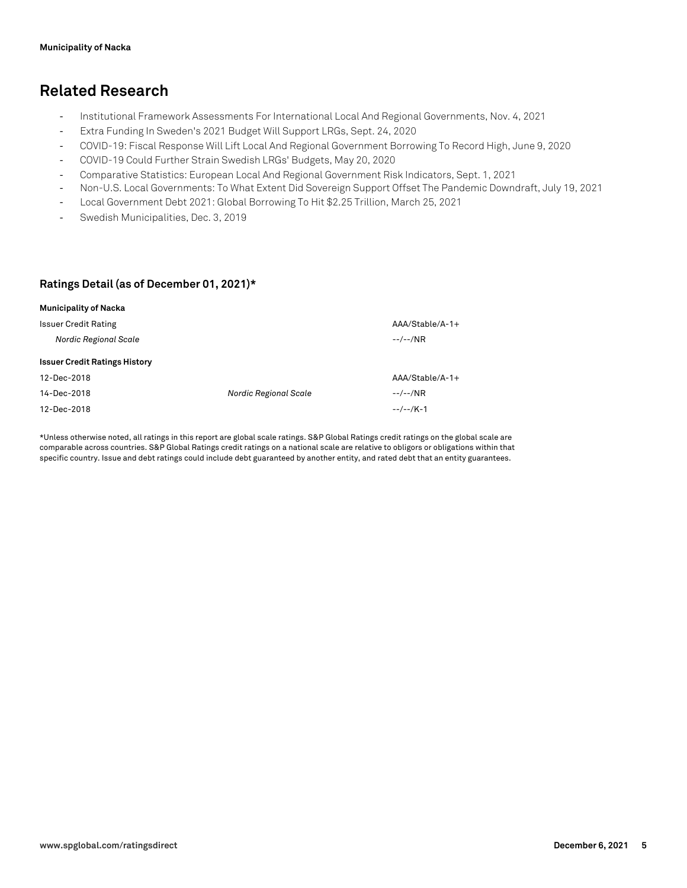## Related Research

- Institutional Framework Assessments For International Local And Regional Governments, Nov. 4, 2021
- Extra Funding In Sweden's 2021 Budget Will Support LRGs, Sept. 24, 2020
- COVID-19: Fiscal Response Will Lift Local And Regional Government Borrowing To Record High, June 9, 2020
- COVID-19 Could Further Strain Swedish LRGs' Budgets, May 20, 2020
- Comparative Statistics: European Local And Regional Government Risk Indicators, Sept. 1, 2021
- Non-U.S. Local Governments: To What Extent Did Sovereign Support Offset The Pandemic Downdraft, July 19, 2021
- Local Government Debt 2021: Global Borrowing To Hit $2.25 Trillion, March 25, 2021
- Swedish Municipalities, Dec. 3, 2019

### Ratings Detail (as of December 01, 2021)*

| **Municipality of Nacka** | | |
|---|---|---|
| Issuer Credit Rating | | AAA/Stable/A-1+ |
| *Nordic Regional Scale* | | --/--/NR |
| **Issuer Credit Ratings History** | | |
| 12-Dec-2018 | | AAA/Stable/A-1+ |
| 14-Dec-2018 | *Nordic Regional Scale* | --/--/NR |
| 12-Dec-2018 | | --/--/K-1 |

*Unless otherwise noted, all ratings in this report are global scale ratings. S&P Global Ratings credit ratings on the global scale are comparable across countries. S&P Global Ratings credit ratings on a national scale are relative to obligors or obligations within that specific country. Issue and debt ratings could include debt guaranteed by another entity, and rated debt that an entity guarantees.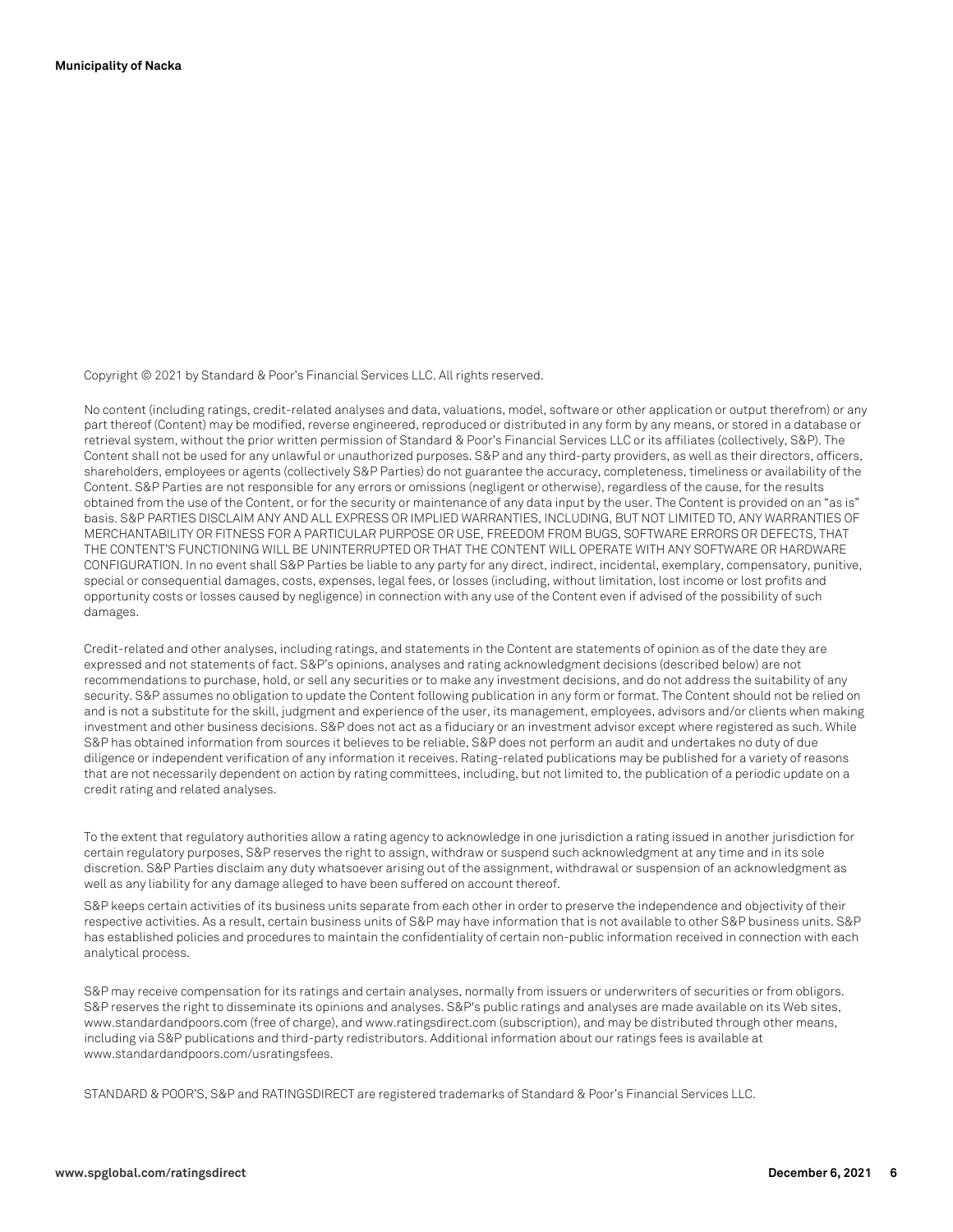Copyright © 2021 by Standard & Poor's Financial Services LLC. All rights reserved.

No content (including ratings, credit-related analyses and data, valuations, model, software or other application or output therefrom) or any part thereof (Content) may be modified, reverse engineered, reproduced or distributed in any form by any means, or stored in a database or retrieval system, without the prior written permission of Standard & Poor's Financial Services LLC or its affiliates (collectively, S&P). The Content shall not be used for any unlawful or unauthorized purposes. S&P and any third-party providers, as well as their directors, officers, shareholders, employees or agents (collectively S&P Parties) do not guarantee the accuracy, completeness, timeliness or availability of the Content. S&P Parties are not responsible for any errors or omissions (negligent or otherwise), regardless of the cause, for the results obtained from the use of the Content, or for the security or maintenance of any data input by the user. The Content is provided on an "as is" basis. S&P PARTIES DISCLAIM ANY AND ALL EXPRESS OR IMPLIED WARRANTIES, INCLUDING, BUT NOT LIMITED TO, ANY WARRANTIES OF MERCHANTABILITY OR FITNESS FOR A PARTICULAR PURPOSE OR USE, FREEDOM FROM BUGS, SOFTWARE ERRORS OR DEFECTS, THAT THE CONTENT'S FUNCTIONING WILL BE UNINTERRUPTED OR THAT THE CONTENT WILL OPERATE WITH ANY SOFTWARE OR HARDWARE CONFIGURATION. In no event shall S&P Parties be liable to any party for any direct, indirect, incidental, exemplary, compensatory, punitive, special or consequential damages, costs, expenses, legal fees, or losses (including, without limitation, lost income or lost profits and opportunity costs or losses caused by negligence) in connection with any use of the Content even if advised of the possibility of such damages.

Credit-related and other analyses, including ratings, and statements in the Content are statements of opinion as of the date they are expressed and not statements of fact. S&P's opinions, analyses and rating acknowledgment decisions (described below) are not recommendations to purchase, hold, or sell any securities or to make any investment decisions, and do not address the suitability of any security. S&P assumes no obligation to update the Content following publication in any form or format. The Content should not be relied on and is not a substitute for the skill, judgment and experience of the user, its management, employees, advisors and/or clients when making investment and other business decisions. S&P does not act as a fiduciary or an investment advisor except where registered as such. While S&P has obtained information from sources it believes to be reliable, S&P does not perform an audit and undertakes no duty of due diligence or independent verification of any information it receives. Rating-related publications may be published for a variety of reasons that are not necessarily dependent on action by rating committees, including, but not limited to, the publication of a periodic update on a credit rating and related analyses.

To the extent that regulatory authorities allow a rating agency to acknowledge in one jurisdiction a rating issued in another jurisdiction for certain regulatory purposes, S&P reserves the right to assign, withdraw or suspend such acknowledgment at any time and in its sole discretion. S&P Parties disclaim any duty whatsoever arising out of the assignment, withdrawal or suspension of an acknowledgment as well as any liability for any damage alleged to have been suffered on account thereof.

S&P keeps certain activities of its business units separate from each other in order to preserve the independence and objectivity of their respective activities. As a result, certain business units of S&P may have information that is not available to other S&P business units. S&P has established policies and procedures to maintain the confidentiality of certain non-public information received in connection with each analytical process.

S&P may receive compensation for its ratings and certain analyses, normally from issuers or underwriters of securities or from obligors. S&P reserves the right to disseminate its opinions and analyses. S&P's public ratings and analyses are made available on its Web sites, www.standardandpoors.com (free of charge), and www.ratingsdirect.com (subscription), and may be distributed through other means, including via S&P publications and third-party redistributors. Additional information about our ratings fees is available at www.standardandpoors.com/usratingsfees.

STANDARD & POOR'S, S&P and RATINGSDIRECT are registered trademarks of Standard & Poor's Financial Services LLC.